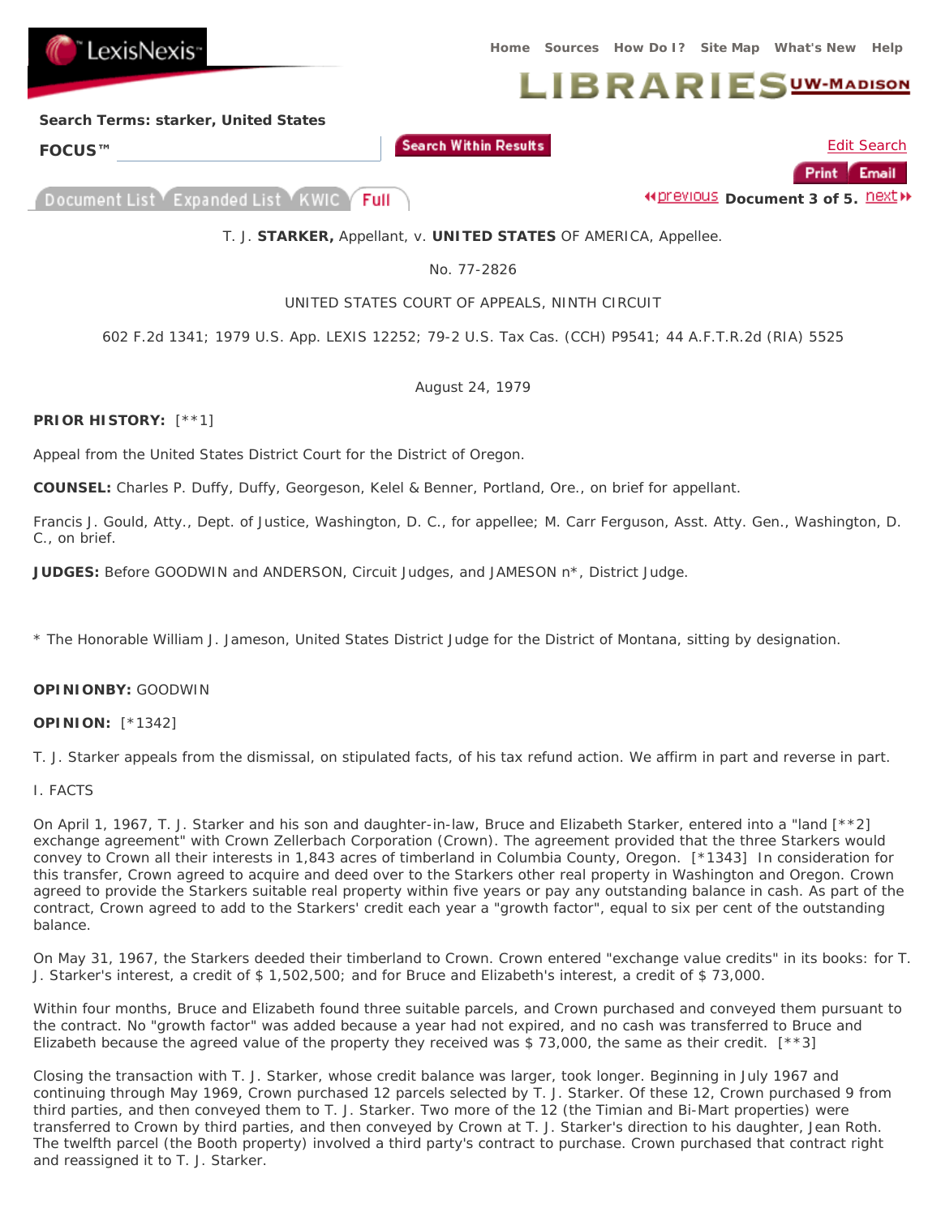T. J. **STARKER,** Appellant, v. **UNITED STATES** OF AMERICA, Appellee.

No. 77-2826

UNITED STATES COURT OF APPEALS, NINTH CIRCUIT

602 F.2d 1341; 1979 U.S. App. LEXIS 12252; 79-2 U.S. Tax Cas. (CCH) P9541; 44 A.F.T.R.2d (RIA) 5525

August 24, 1979

**PRIOR HISTORY:** [**1]

Appeal from the United States District Court for the District of Oregon.

**COUNSEL:** Charles P. Duffy, Duffy, Georgeson, Kelel & Benner, Portland, Ore., on brief for appellant.

Francis J. Gould, Atty., Dept. of Justice, Washington, D. C., for appellee; M. Carr Ferguson, Asst. Atty. Gen., Washington, D. C., on brief.

**JUDGES:** Before GOODWIN and ANDERSON, Circuit Judges, and JAMESON n*, District Judge.

* The Honorable William J. Jameson, United States District Judge for the District of Montana, sitting by designation.

**OPINIONBY:** GOODWIN

**OPINION:** [*1342]

T. J. Starker appeals from the dismissal, on stipulated facts, of his tax refund action. We affirm in part and reverse in part.

I. FACTS

On April 1, 1967, T. J. Starker and his son and daughter-in-law, Bruce and Elizabeth Starker, entered into a "land [**2] exchange agreement" with Crown Zellerbach Corporation (Crown). The agreement provided that the three Starkers would convey to Crown all their interests in 1,843 acres of timberland in Columbia County, Oregon. [*1343] In consideration for this transfer, Crown agreed to acquire and deed over to the Starkers other real property in Washington and Oregon. Crown agreed to provide the Starkers suitable real property within five years or pay any outstanding balance in cash. As part of the contract, Crown agreed to add to the Starkers' credit each year a "growth factor", equal to six per cent of the outstanding balance.

On May 31, 1967, the Starkers deeded their timberland to Crown. Crown entered "exchange value credits" in its books: for T. J. Starker's interest, a credit of $ 1,502,500; and for Bruce and Elizabeth's interest, a credit of $ 73,000.

Within four months, Bruce and Elizabeth found three suitable parcels, and Crown purchased and conveyed them pursuant to the contract. No "growth factor" was added because a year had not expired, and no cash was transferred to Bruce and Elizabeth because the agreed value of the property they received was $ 73,000, the same as their credit. [**3]

Closing the transaction with T. J. Starker, whose credit balance was larger, took longer. Beginning in July 1967 and continuing through May 1969, Crown purchased 12 parcels selected by T. J. Starker. Of these 12, Crown purchased 9 from third parties, and then conveyed them to T. J. Starker. Two more of the 12 (the Timian and Bi-Mart properties) were transferred to Crown by third parties, and then conveyed by Crown at T. J. Starker's direction to his daughter, Jean Roth. The twelfth parcel (the Booth property) involved a third party's contract to purchase. Crown purchased that contract right and reassigned it to T. J. Starker.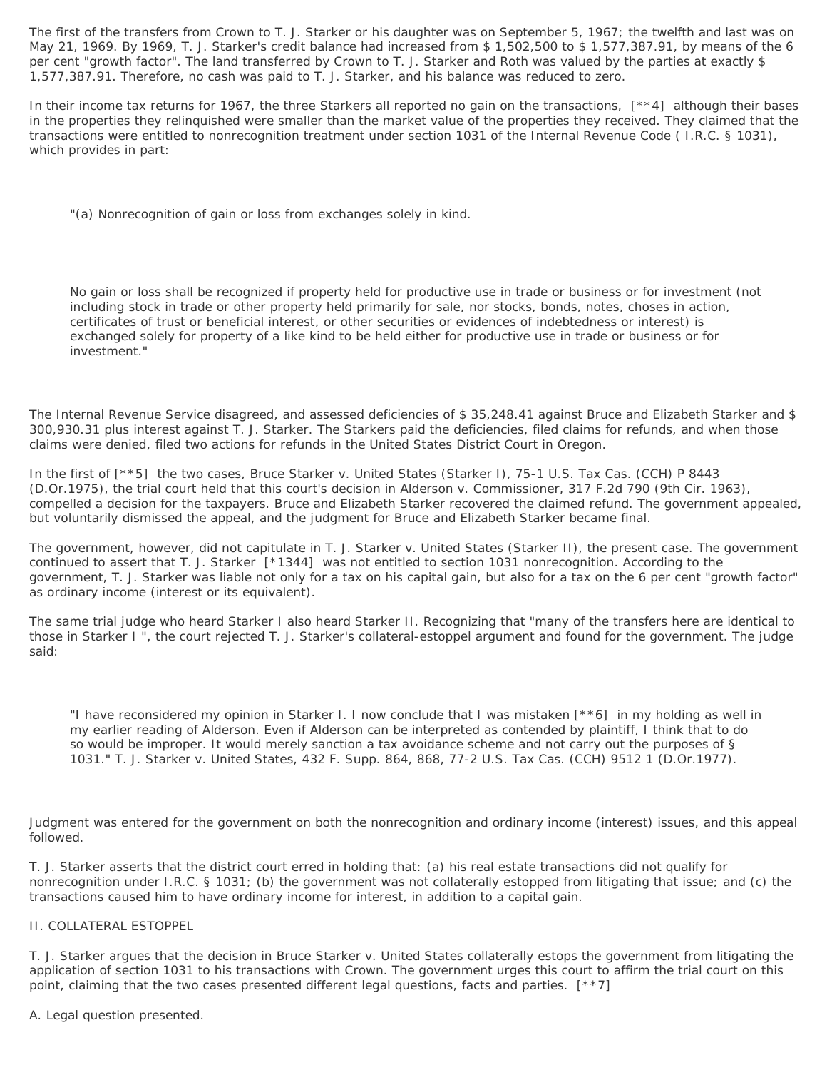The first of the transfers from Crown to T. J. Starker or his daughter was on September 5, 1967; the twelfth and last was on May 21, 1969. By 1969, T. J. Starker's credit balance had increased from $ 1,502,500 to $ 1,577,387.91, by means of the 6 per cent "growth factor". The land transferred by Crown to T. J. Starker and Roth was valued by the parties at exactly $ 1,577,387.91. Therefore, no cash was paid to T. J. Starker, and his balance was reduced to zero.

In their income tax returns for 1967, the three Starkers all reported no gain on the transactions, [**4] although their bases in the properties they relinquished were smaller than the market value of the properties they received. They claimed that the transactions were entitled to nonrecognition treatment under section 1031 of the Internal Revenue Code ( I.R.C. § 1031), which provides in part:

> "(a) Nonrecognition of gain or loss from exchanges solely in kind.
>
> No gain or loss shall be recognized if property held for productive use in trade or business or for investment (not including stock in trade or other property held primarily for sale, nor stocks, bonds, notes, choses in action, certificates of trust or beneficial interest, or other securities or evidences of indebtedness or interest) is exchanged solely for property of a like kind to be held either for productive use in trade or business or for investment."

The Internal Revenue Service disagreed, and assessed deficiencies of $ 35,248.41 against Bruce and Elizabeth Starker and $ 300,930.31 plus interest against T. J. Starker. The Starkers paid the deficiencies, filed claims for refunds, and when those claims were denied, filed two actions for refunds in the United States District Court in Oregon.

In the first of [**5] the two cases, Bruce Starker v. United States (Starker I), 75-1 U.S. Tax Cas. (CCH) P 8443 (D.Or.1975), the trial court held that this court's decision in Alderson v. Commissioner, 317 F.2d 790 (9th Cir. 1963), compelled a decision for the taxpayers. Bruce and Elizabeth Starker recovered the claimed refund. The government appealed, but voluntarily dismissed the appeal, and the judgment for Bruce and Elizabeth Starker became final.

The government, however, did not capitulate in T. J. Starker v. United States (Starker II), the present case. The government continued to assert that T. J. Starker [*1344] was not entitled to section 1031 nonrecognition. According to the government, T. J. Starker was liable not only for a tax on his capital gain, but also for a tax on the 6 per cent "growth factor" as ordinary income (interest or its equivalent).

The same trial judge who heard Starker I also heard Starker II. Recognizing that "many of the transfers here are identical to those in Starker I ", the court rejected T. J. Starker's collateral-estoppel argument and found for the government. The judge said:

> "I have reconsidered my opinion in Starker I. I now conclude that I was mistaken [**6] in my holding as well in my earlier reading of Alderson. Even if Alderson can be interpreted as contended by plaintiff, I think that to do so would be improper. It would merely sanction a tax avoidance scheme and not carry out the purposes of § 1031." T. J. Starker v. United States, 432 F. Supp. 864, 868, 77-2 U.S. Tax Cas. (CCH) 9512 1 (D.Or.1977).

Judgment was entered for the government on both the nonrecognition and ordinary income (interest) issues, and this appeal followed.

T. J. Starker asserts that the district court erred in holding that: (a) his real estate transactions did not qualify for nonrecognition under I.R.C. § 1031; (b) the government was not collaterally estopped from litigating that issue; and (c) the transactions caused him to have ordinary income for interest, in addition to a capital gain.

## II. COLLATERAL ESTOPPEL

T. J. Starker argues that the decision in Bruce Starker v. United States collaterally estops the government from litigating the application of section 1031 to his transactions with Crown. The government urges this court to affirm the trial court on this point, claiming that the two cases presented different legal questions, facts and parties. [**7]

### A. Legal question presented.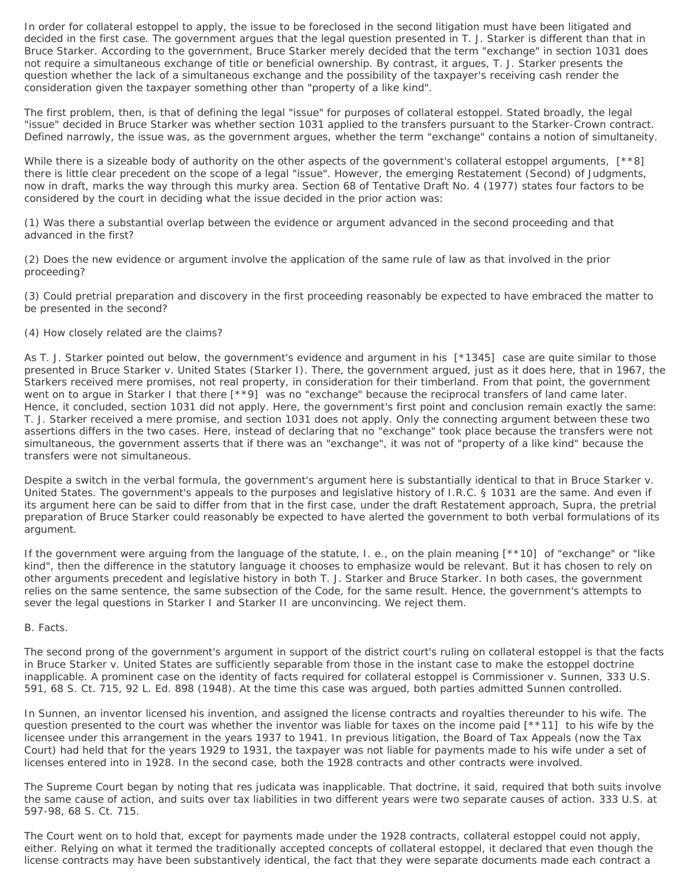In order for collateral estoppel to apply, the issue to be foreclosed in the second litigation must have been litigated and decided in the first case. The government argues that the legal question presented in T. J. Starker is different than that in Bruce Starker. According to the government, Bruce Starker merely decided that the term "exchange" in section 1031 does not require a simultaneous exchange of title or beneficial ownership. By contrast, it argues, T. J. Starker presents the question whether the lack of a simultaneous exchange and the possibility of the taxpayer's receiving cash render the consideration given the taxpayer something other than "property of a like kind".

The first problem, then, is that of defining the legal "issue" for purposes of collateral estoppel. Stated broadly, the legal "issue" decided in Bruce Starker was whether section 1031 applied to the transfers pursuant to the Starker-Crown contract. Defined narrowly, the issue was, as the government argues, whether the term "exchange" contains a notion of simultaneity.

While there is a sizeable body of authority on the other aspects of the government's collateral estoppel arguments, [**8] there is little clear precedent on the scope of a legal "issue". However, the emerging Restatement (Second) of Judgments, now in draft, marks the way through this murky area. Section 68 of Tentative Draft No. 4 (1977) states four factors to be considered by the court in deciding what the issue decided in the prior action was:

(1) Was there a substantial overlap between the evidence or argument advanced in the second proceeding and that advanced in the first?

(2) Does the new evidence or argument involve the application of the same rule of law as that involved in the prior proceeding?

(3) Could pretrial preparation and discovery in the first proceeding reasonably be expected to have embraced the matter to be presented in the second?

(4) How closely related are the claims?

As T. J. Starker pointed out below, the government's evidence and argument in his [*1345] case are quite similar to those presented in Bruce Starker v. United States (Starker I). There, the government argued, just as it does here, that in 1967, the Starkers received mere promises, not real property, in consideration for their timberland. From that point, the government went on to argue in Starker I that there [**9] was no "exchange" because the reciprocal transfers of land came later. Hence, it concluded, section 1031 did not apply. Here, the government's first point and conclusion remain exactly the same: T. J. Starker received a mere promise, and section 1031 does not apply. Only the connecting argument between these two assertions differs in the two cases. Here, instead of declaring that no "exchange" took place because the transfers were not simultaneous, the government asserts that if there was an "exchange", it was not of "property of a like kind" because the transfers were not simultaneous.

Despite a switch in the verbal formula, the government's argument here is substantially identical to that in Bruce Starker v. United States. The government's appeals to the purposes and legislative history of I.R.C. § 1031 are the same. And even if its argument here can be said to differ from that in the first case, under the draft Restatement approach, Supra, the pretrial preparation of Bruce Starker could reasonably be expected to have alerted the government to both verbal formulations of its argument.

If the government were arguing from the language of the statute, I. e., on the plain meaning [**10] of "exchange" or "like kind", then the difference in the statutory language it chooses to emphasize would be relevant. But it has chosen to rely on other arguments precedent and legislative history in both T. J. Starker and Bruce Starker. In both cases, the government relies on the same sentence, the same subsection of the Code, for the same result. Hence, the government's attempts to sever the legal questions in Starker I and Starker II are unconvincing. We reject them.

B. Facts.

The second prong of the government's argument in support of the district court's ruling on collateral estoppel is that the facts in Bruce Starker v. United States are sufficiently separable from those in the instant case to make the estoppel doctrine inapplicable. A prominent case on the identity of facts required for collateral estoppel is Commissioner v. Sunnen, 333 U.S. 591, 68 S. Ct. 715, 92 L. Ed. 898 (1948). At the time this case was argued, both parties admitted Sunnen controlled.

In Sunnen, an inventor licensed his invention, and assigned the license contracts and royalties thereunder to his wife. The question presented to the court was whether the inventor was liable for taxes on the income paid [**11] to his wife by the licensee under this arrangement in the years 1937 to 1941. In previous litigation, the Board of Tax Appeals (now the Tax Court) had held that for the years 1929 to 1931, the taxpayer was not liable for payments made to his wife under a set of licenses entered into in 1928. In the second case, both the 1928 contracts and other contracts were involved.

The Supreme Court began by noting that res judicata was inapplicable. That doctrine, it said, required that both suits involve the same cause of action, and suits over tax liabilities in two different years were two separate causes of action. 333 U.S. at 597-98, 68 S. Ct. 715.

The Court went on to hold that, except for payments made under the 1928 contracts, collateral estoppel could not apply, either. Relying on what it termed the traditionally accepted concepts of collateral estoppel, it declared that even though the license contracts may have been substantively identical, the fact that they were separate documents made each contract a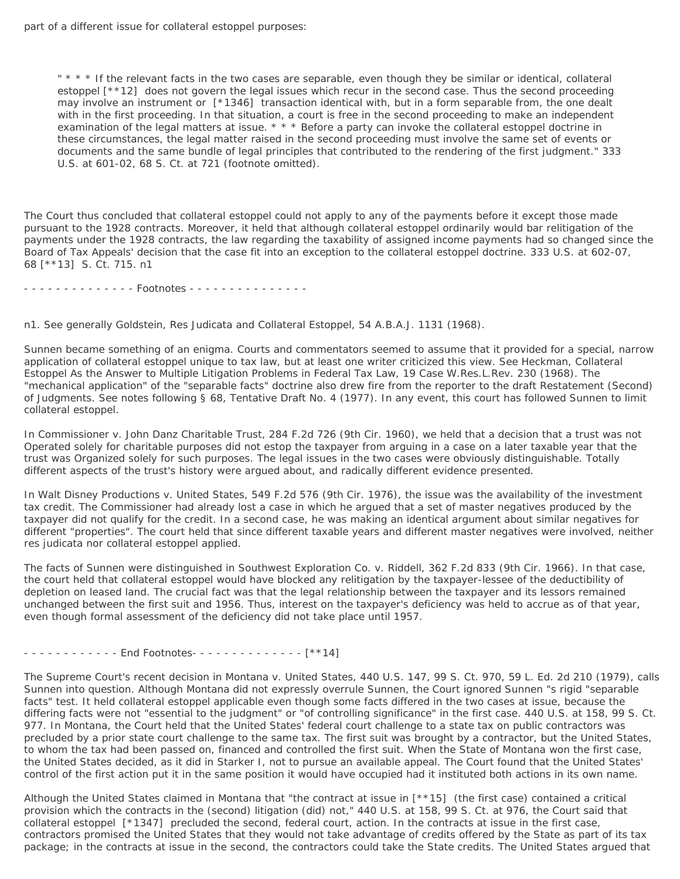part of a different issue for collateral estoppel purposes:

> " * * * If the relevant facts in the two cases are separable, even though they be similar or identical, collateral estoppel [**12] does not govern the legal issues which recur in the second case. Thus the second proceeding may involve an instrument or [*1346] transaction identical with, but in a form separable from, the one dealt with in the first proceeding. In that situation, a court is free in the second proceeding to make an independent examination of the legal matters at issue. * * * Before a party can invoke the collateral estoppel doctrine in these circumstances, the legal matter raised in the second proceeding must involve the same set of events or documents and the same bundle of legal principles that contributed to the rendering of the first judgment." 333 U.S. at 601-02, 68 S. Ct. at 721 (footnote omitted).

The Court thus concluded that collateral estoppel could not apply to any of the payments before it except those made pursuant to the 1928 contracts. Moreover, it held that although collateral estoppel ordinarily would bar relitigation of the payments under the 1928 contracts, the law regarding the taxability of assigned income payments had so changed since the Board of Tax Appeals' decision that the case fit into an exception to the collateral estoppel doctrine. 333 U.S. at 602-07, 68 [**13] S. Ct. 715. n1

- - - - - - - - - - - - - - Footnotes - - - - - - - - - - - - - - -

n1. See generally Goldstein, Res Judicata and Collateral Estoppel, 54 A.B.A.J. 1131 (1968).

Sunnen became something of an enigma. Courts and commentators seemed to assume that it provided for a special, narrow application of collateral estoppel unique to tax law, but at least one writer criticized this view. See Heckman, Collateral Estoppel As the Answer to Multiple Litigation Problems in Federal Tax Law, 19 Case W.Res.L.Rev. 230 (1968). The "mechanical application" of the "separable facts" doctrine also drew fire from the reporter to the draft Restatement (Second) of Judgments. See notes following § 68, Tentative Draft No. 4 (1977). In any event, this court has followed Sunnen to limit collateral estoppel.

In Commissioner v. John Danz Charitable Trust, 284 F.2d 726 (9th Cir. 1960), we held that a decision that a trust was not Operated solely for charitable purposes did not estop the taxpayer from arguing in a case on a later taxable year that the trust was Organized solely for such purposes. The legal issues in the two cases were obviously distinguishable. Totally different aspects of the trust's history were argued about, and radically different evidence presented.

In Walt Disney Productions v. United States, 549 F.2d 576 (9th Cir. 1976), the issue was the availability of the investment tax credit. The Commissioner had already lost a case in which he argued that a set of master negatives produced by the taxpayer did not qualify for the credit. In a second case, he was making an identical argument about similar negatives for different "properties". The court held that since different taxable years and different master negatives were involved, neither res judicata nor collateral estoppel applied.

The facts of Sunnen were distinguished in Southwest Exploration Co. v. Riddell, 362 F.2d 833 (9th Cir. 1966). In that case, the court held that collateral estoppel would have blocked any relitigation by the taxpayer-lessee of the deductibility of depletion on leased land. The crucial fact was that the legal relationship between the taxpayer and its lessors remained unchanged between the first suit and 1956. Thus, interest on the taxpayer's deficiency was held to accrue as of that year, even though formal assessment of the deficiency did not take place until 1957.

- - - - - - - - - - - - End Footnotes- - - - - - - - - - - - - - [**14]

The Supreme Court's recent decision in Montana v. United States, 440 U.S. 147, 99 S. Ct. 970, 59 L. Ed. 2d 210 (1979), calls Sunnen into question. Although Montana did not expressly overrule Sunnen, the Court ignored Sunnen "s rigid "separable facts" test. It held collateral estoppel applicable even though some facts differed in the two cases at issue, because the differing facts were not "essential to the judgment" or "of controlling significance" in the first case. 440 U.S. at 158, 99 S. Ct. 977. In Montana, the Court held that the United States' federal court challenge to a state tax on public contractors was precluded by a prior state court challenge to the same tax. The first suit was brought by a contractor, but the United States, to whom the tax had been passed on, financed and controlled the first suit. When the State of Montana won the first case, the United States decided, as it did in Starker I, not to pursue an available appeal. The Court found that the United States' control of the first action put it in the same position it would have occupied had it instituted both actions in its own name.

Although the United States claimed in Montana that "the contract at issue in [**15] (the first case) contained a critical provision which the contracts in the (second) litigation (did) not," 440 U.S. at 158, 99 S. Ct. at 976, the Court said that collateral estoppel [*1347] precluded the second, federal court, action. In the contracts at issue in the first case, contractors promised the United States that they would not take advantage of credits offered by the State as part of its tax package; in the contracts at issue in the second, the contractors could take the State credits. The United States argued that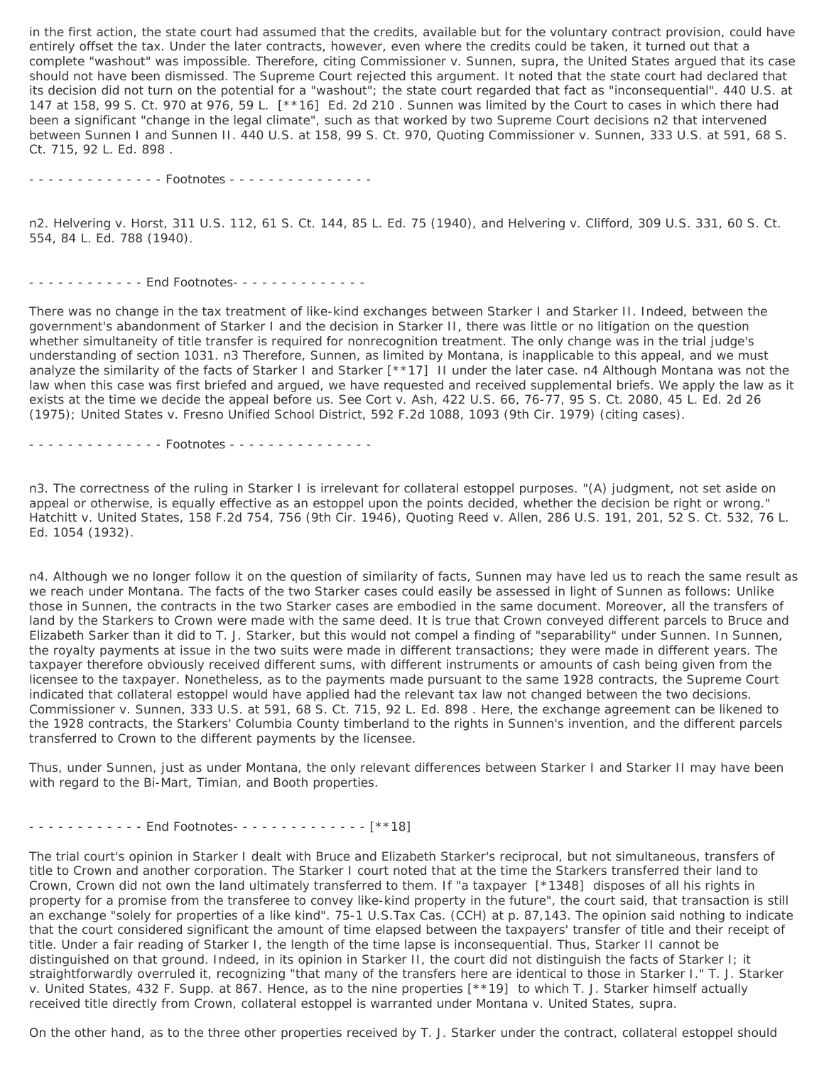in the first action, the state court had assumed that the credits, available but for the voluntary contract provision, could have entirely offset the tax. Under the later contracts, however, even where the credits could be taken, it turned out that a complete "washout" was impossible. Therefore, citing Commissioner v. Sunnen, supra, the United States argued that its case should not have been dismissed. The Supreme Court rejected this argument. It noted that the state court had declared that its decision did not turn on the potential for a "washout"; the state court regarded that fact as "inconsequential". 440 U.S. at 147 at 158, 99 S. Ct. 970 at 976, 59 L. [**16] Ed. 2d 210 . Sunnen was limited by the Court to cases in which there had been a significant "change in the legal climate", such as that worked by two Supreme Court decisions n2 that intervened between Sunnen I and Sunnen II. 440 U.S. at 158, 99 S. Ct. 970, Quoting Commissioner v. Sunnen, 333 U.S. at 591, 68 S. Ct. 715, 92 L. Ed. 898 .

- - - - - - - - - - - - - - Footnotes - - - - - - - - - - - - - - -

n2. Helvering v. Horst, 311 U.S. 112, 61 S. Ct. 144, 85 L. Ed. 75 (1940), and Helvering v. Clifford, 309 U.S. 331, 60 S. Ct. 554, 84 L. Ed. 788 (1940).

- - - - - - - - - - - - End Footnotes- - - - - - - - - - - - - -

There was no change in the tax treatment of like-kind exchanges between Starker I and Starker II. Indeed, between the government's abandonment of Starker I and the decision in Starker II, there was little or no litigation on the question whether simultaneity of title transfer is required for nonrecognition treatment. The only change was in the trial judge's understanding of section 1031. n3 Therefore, Sunnen, as limited by Montana, is inapplicable to this appeal, and we must analyze the similarity of the facts of Starker I and Starker [**17] II under the later case. n4 Although Montana was not the law when this case was first briefed and argued, we have requested and received supplemental briefs. We apply the law as it exists at the time we decide the appeal before us. See Cort v. Ash, 422 U.S. 66, 76-77, 95 S. Ct. 2080, 45 L. Ed. 2d 26 (1975); United States v. Fresno Unified School District, 592 F.2d 1088, 1093 (9th Cir. 1979) (citing cases).

- - - - - - - - - - - - - - Footnotes - - - - - - - - - - - - - - -

n3. The correctness of the ruling in Starker I is irrelevant for collateral estoppel purposes. "(A) judgment, not set aside on appeal or otherwise, is equally effective as an estoppel upon the points decided, whether the decision be right or wrong." Hatchitt v. United States, 158 F.2d 754, 756 (9th Cir. 1946), Quoting Reed v. Allen, 286 U.S. 191, 201, 52 S. Ct. 532, 76 L. Ed. 1054 (1932).

n4. Although we no longer follow it on the question of similarity of facts, Sunnen may have led us to reach the same result as we reach under Montana. The facts of the two Starker cases could easily be assessed in light of Sunnen as follows: Unlike those in Sunnen, the contracts in the two Starker cases are embodied in the same document. Moreover, all the transfers of land by the Starkers to Crown were made with the same deed. It is true that Crown conveyed different parcels to Bruce and Elizabeth Sarker than it did to T. J. Starker, but this would not compel a finding of "separability" under Sunnen. In Sunnen, the royalty payments at issue in the two suits were made in different transactions; they were made in different years. The taxpayer therefore obviously received different sums, with different instruments or amounts of cash being given from the licensee to the taxpayer. Nonetheless, as to the payments made pursuant to the same 1928 contracts, the Supreme Court indicated that collateral estoppel would have applied had the relevant tax law not changed between the two decisions. Commissioner v. Sunnen, 333 U.S. at 591, 68 S. Ct. 715, 92 L. Ed. 898 . Here, the exchange agreement can be likened to the 1928 contracts, the Starkers' Columbia County timberland to the rights in Sunnen's invention, and the different parcels transferred to Crown to the different payments by the licensee.

Thus, under Sunnen, just as under Montana, the only relevant differences between Starker I and Starker II may have been with regard to the Bi-Mart, Timian, and Booth properties.

- - - - - - - - - - - - End Footnotes- - - - - - - - - - - - - - [**18]

The trial court's opinion in Starker I dealt with Bruce and Elizabeth Starker's reciprocal, but not simultaneous, transfers of title to Crown and another corporation. The Starker I court noted that at the time the Starkers transferred their land to Crown, Crown did not own the land ultimately transferred to them. If "a taxpayer [*1348] disposes of all his rights in property for a promise from the transferee to convey like-kind property in the future", the court said, that transaction is still an exchange "solely for properties of a like kind". 75-1 U.S.Tax Cas. (CCH) at p. 87,143. The opinion said nothing to indicate that the court considered significant the amount of time elapsed between the taxpayers' transfer of title and their receipt of title. Under a fair reading of Starker I, the length of the time lapse is inconsequential. Thus, Starker II cannot be distinguished on that ground. Indeed, in its opinion in Starker II, the court did not distinguish the facts of Starker I; it straightforwardly overruled it, recognizing "that many of the transfers here are identical to those in Starker I." T. J. Starker v. United States, 432 F. Supp. at 867. Hence, as to the nine properties [**19] to which T. J. Starker himself actually received title directly from Crown, collateral estoppel is warranted under Montana v. United States, supra.

On the other hand, as to the three other properties received by T. J. Starker under the contract, collateral estoppel should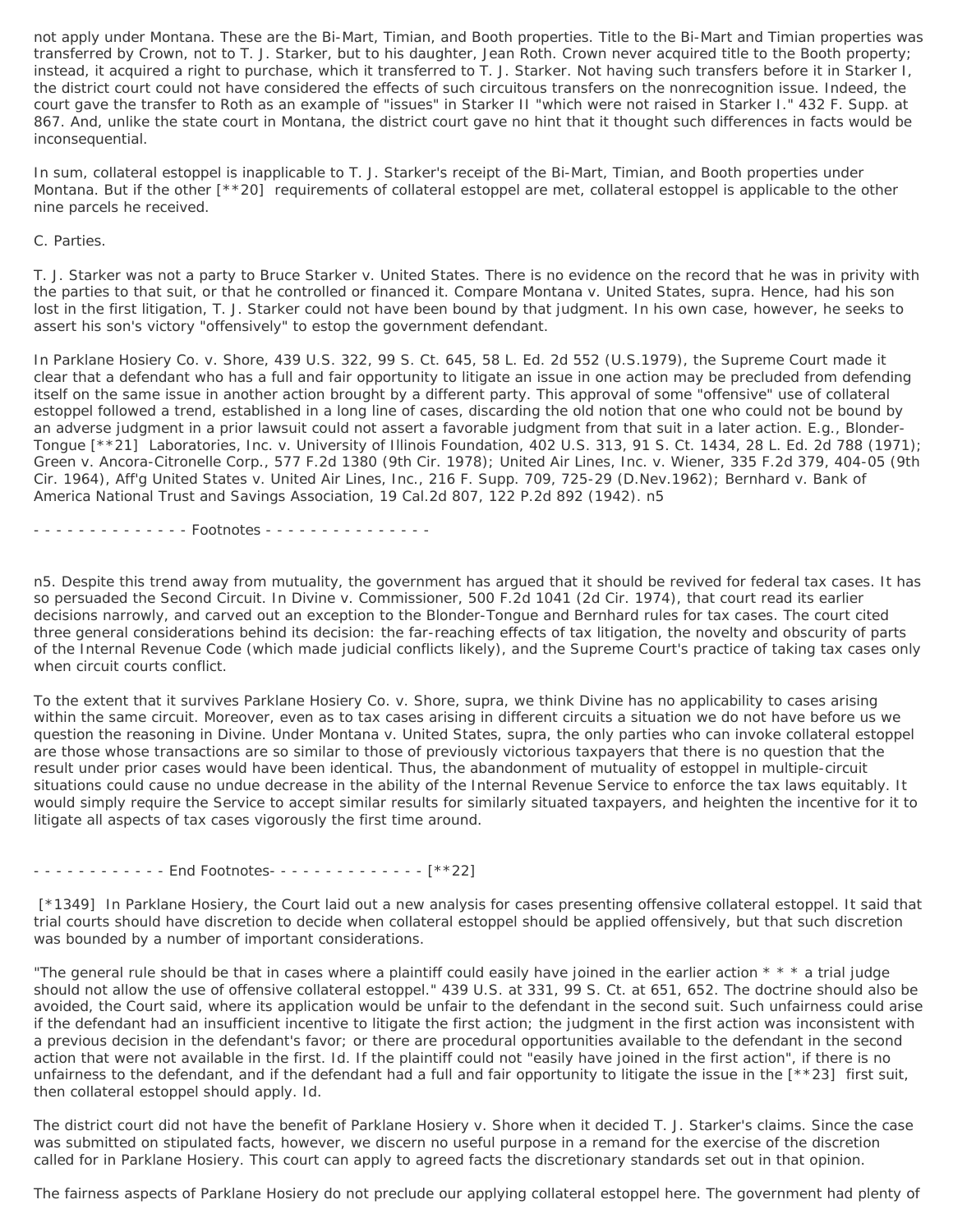not apply under Montana. These are the Bi-Mart, Timian, and Booth properties. Title to the Bi-Mart and Timian properties was transferred by Crown, not to T. J. Starker, but to his daughter, Jean Roth. Crown never acquired title to the Booth property; instead, it acquired a right to purchase, which it transferred to T. J. Starker. Not having such transfers before it in Starker I, the district court could not have considered the effects of such circuitous transfers on the nonrecognition issue. Indeed, the court gave the transfer to Roth as an example of "issues" in Starker II "which were not raised in Starker I." 432 F. Supp. at 867. And, unlike the state court in Montana, the district court gave no hint that it thought such differences in facts would be inconsequential.

In sum, collateral estoppel is inapplicable to T. J. Starker's receipt of the Bi-Mart, Timian, and Booth properties under Montana. But if the other [**20] requirements of collateral estoppel are met, collateral estoppel is applicable to the other nine parcels he received.

C. Parties.

T. J. Starker was not a party to Bruce Starker v. United States. There is no evidence on the record that he was in privity with the parties to that suit, or that he controlled or financed it. Compare Montana v. United States, supra. Hence, had his son lost in the first litigation, T. J. Starker could not have been bound by that judgment. In his own case, however, he seeks to assert his son's victory "offensively" to estop the government defendant.

In Parklane Hosiery Co. v. Shore, 439 U.S. 322, 99 S. Ct. 645, 58 L. Ed. 2d 552 (U.S.1979), the Supreme Court made it clear that a defendant who has a full and fair opportunity to litigate an issue in one action may be precluded from defending itself on the same issue in another action brought by a different party. This approval of some "offensive" use of collateral estoppel followed a trend, established in a long line of cases, discarding the old notion that one who could not be bound by an adverse judgment in a prior lawsuit could not assert a favorable judgment from that suit in a later action. E.g., Blonder-Tongue [**21] Laboratories, Inc. v. University of Illinois Foundation, 402 U.S. 313, 91 S. Ct. 1434, 28 L. Ed. 2d 788 (1971); Green v. Ancora-Citronelle Corp., 577 F.2d 1380 (9th Cir. 1978); United Air Lines, Inc. v. Wiener, 335 F.2d 379, 404-05 (9th Cir. 1964), Aff'g United States v. United Air Lines, Inc., 216 F. Supp. 709, 725-29 (D.Nev.1962); Bernhard v. Bank of America National Trust and Savings Association, 19 Cal.2d 807, 122 P.2d 892 (1942). n5

- - - - - - - - - - - - - - Footnotes - - - - - - - - - - - - - - -

n5. Despite this trend away from mutuality, the government has argued that it should be revived for federal tax cases. It has so persuaded the Second Circuit. In Divine v. Commissioner, 500 F.2d 1041 (2d Cir. 1974), that court read its earlier decisions narrowly, and carved out an exception to the Blonder-Tongue and Bernhard rules for tax cases. The court cited three general considerations behind its decision: the far-reaching effects of tax litigation, the novelty and obscurity of parts of the Internal Revenue Code (which made judicial conflicts likely), and the Supreme Court's practice of taking tax cases only when circuit courts conflict.

To the extent that it survives Parklane Hosiery Co. v. Shore, supra, we think Divine has no applicability to cases arising within the same circuit. Moreover, even as to tax cases arising in different circuits a situation we do not have before us we question the reasoning in Divine. Under Montana v. United States, supra, the only parties who can invoke collateral estoppel are those whose transactions are so similar to those of previously victorious taxpayers that there is no question that the result under prior cases would have been identical. Thus, the abandonment of mutuality of estoppel in multiple-circuit situations could cause no undue decrease in the ability of the Internal Revenue Service to enforce the tax laws equitably. It would simply require the Service to accept similar results for similarly situated taxpayers, and heighten the incentive for it to litigate all aspects of tax cases vigorously the first time around.

- - - - - - - - - - - - End Footnotes- - - - - - - - - - - - - - [**22]

[*1349] In Parklane Hosiery, the Court laid out a new analysis for cases presenting offensive collateral estoppel. It said that trial courts should have discretion to decide when collateral estoppel should be applied offensively, but that such discretion was bounded by a number of important considerations.

"The general rule should be that in cases where a plaintiff could easily have joined in the earlier action * * * a trial judge should not allow the use of offensive collateral estoppel." 439 U.S. at 331, 99 S. Ct. at 651, 652. The doctrine should also be avoided, the Court said, where its application would be unfair to the defendant in the second suit. Such unfairness could arise if the defendant had an insufficient incentive to litigate the first action; the judgment in the first action was inconsistent with a previous decision in the defendant's favor; or there are procedural opportunities available to the defendant in the second action that were not available in the first. Id. If the plaintiff could not "easily have joined in the first action", if there is no unfairness to the defendant, and if the defendant had a full and fair opportunity to litigate the issue in the [**23] first suit, then collateral estoppel should apply. Id.

The district court did not have the benefit of Parklane Hosiery v. Shore when it decided T. J. Starker's claims. Since the case was submitted on stipulated facts, however, we discern no useful purpose in a remand for the exercise of the discretion called for in Parklane Hosiery. This court can apply to agreed facts the discretionary standards set out in that opinion.

The fairness aspects of Parklane Hosiery do not preclude our applying collateral estoppel here. The government had plenty of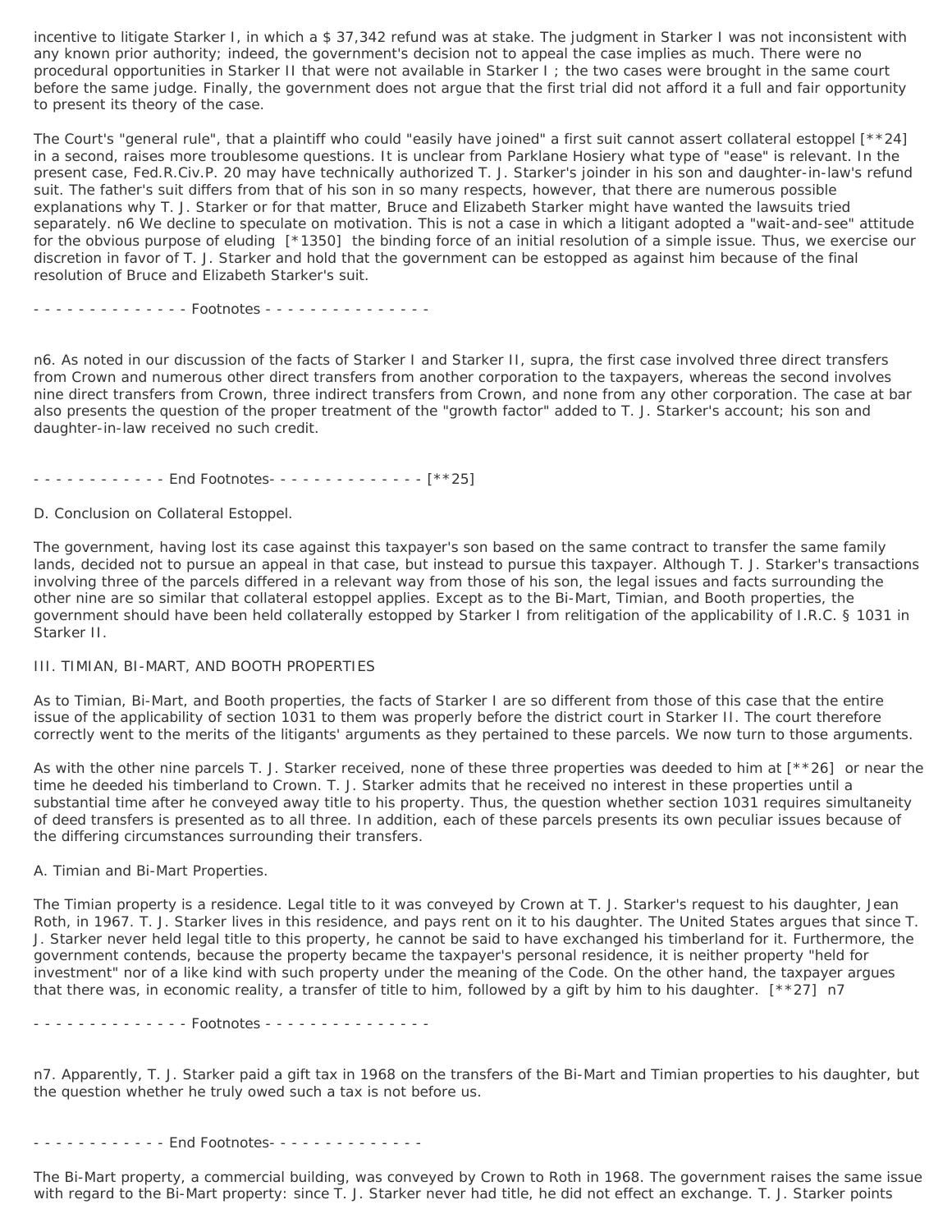incentive to litigate Starker I, in which a $ 37,342 refund was at stake. The judgment in Starker I was not inconsistent with any known prior authority; indeed, the government's decision not to appeal the case implies as much. There were no procedural opportunities in Starker II that were not available in Starker I ; the two cases were brought in the same court before the same judge. Finally, the government does not argue that the first trial did not afford it a full and fair opportunity to present its theory of the case.

The Court's "general rule", that a plaintiff who could "easily have joined" a first suit cannot assert collateral estoppel [**24] in a second, raises more troublesome questions. It is unclear from Parklane Hosiery what type of "ease" is relevant. In the present case, Fed.R.Civ.P. 20 may have technically authorized T. J. Starker's joinder in his son and daughter-in-law's refund suit. The father's suit differs from that of his son in so many respects, however, that there are numerous possible explanations why T. J. Starker or for that matter, Bruce and Elizabeth Starker might have wanted the lawsuits tried separately. n6 We decline to speculate on motivation. This is not a case in which a litigant adopted a "wait-and-see" attitude for the obvious purpose of eluding [*1350] the binding force of an initial resolution of a simple issue. Thus, we exercise our discretion in favor of T. J. Starker and hold that the government can be estopped as against him because of the final resolution of Bruce and Elizabeth Starker's suit.

- - - - - - - - - - - - - - Footnotes - - - - - - - - - - - - - - -

n6. As noted in our discussion of the facts of Starker I and Starker II, supra, the first case involved three direct transfers from Crown and numerous other direct transfers from another corporation to the taxpayers, whereas the second involves nine direct transfers from Crown, three indirect transfers from Crown, and none from any other corporation. The case at bar also presents the question of the proper treatment of the "growth factor" added to T. J. Starker's account; his son and daughter-in-law received no such credit.

- - - - - - - - - - - - End Footnotes- - - - - - - - - - - - - - [**25]

D. Conclusion on Collateral Estoppel.

The government, having lost its case against this taxpayer's son based on the same contract to transfer the same family lands, decided not to pursue an appeal in that case, but instead to pursue this taxpayer. Although T. J. Starker's transactions involving three of the parcels differed in a relevant way from those of his son, the legal issues and facts surrounding the other nine are so similar that collateral estoppel applies. Except as to the Bi-Mart, Timian, and Booth properties, the government should have been held collaterally estopped by Starker I from relitigation of the applicability of I.R.C. § 1031 in Starker II.

III. TIMIAN, BI-MART, AND BOOTH PROPERTIES

As to Timian, Bi-Mart, and Booth properties, the facts of Starker I are so different from those of this case that the entire issue of the applicability of section 1031 to them was properly before the district court in Starker II. The court therefore correctly went to the merits of the litigants' arguments as they pertained to these parcels. We now turn to those arguments.

As with the other nine parcels T. J. Starker received, none of these three properties was deeded to him at [**26] or near the time he deeded his timberland to Crown. T. J. Starker admits that he received no interest in these properties until a substantial time after he conveyed away title to his property. Thus, the question whether section 1031 requires simultaneity of deed transfers is presented as to all three. In addition, each of these parcels presents its own peculiar issues because of the differing circumstances surrounding their transfers.

A. Timian and Bi-Mart Properties.

The Timian property is a residence. Legal title to it was conveyed by Crown at T. J. Starker's request to his daughter, Jean Roth, in 1967. T. J. Starker lives in this residence, and pays rent on it to his daughter. The United States argues that since T. J. Starker never held legal title to this property, he cannot be said to have exchanged his timberland for it. Furthermore, the government contends, because the property became the taxpayer's personal residence, it is neither property "held for investment" nor of a like kind with such property under the meaning of the Code. On the other hand, the taxpayer argues that there was, in economic reality, a transfer of title to him, followed by a gift by him to his daughter. [**27] n7

- - - - - - - - - - - - - - Footnotes - - - - - - - - - - - - - - -

n7. Apparently, T. J. Starker paid a gift tax in 1968 on the transfers of the Bi-Mart and Timian properties to his daughter, but the question whether he truly owed such a tax is not before us.

- - - - - - - - - - - - End Footnotes- - - - - - - - - - - - - -

The Bi-Mart property, a commercial building, was conveyed by Crown to Roth in 1968. The government raises the same issue with regard to the Bi-Mart property: since T. J. Starker never had title, he did not effect an exchange. T. J. Starker points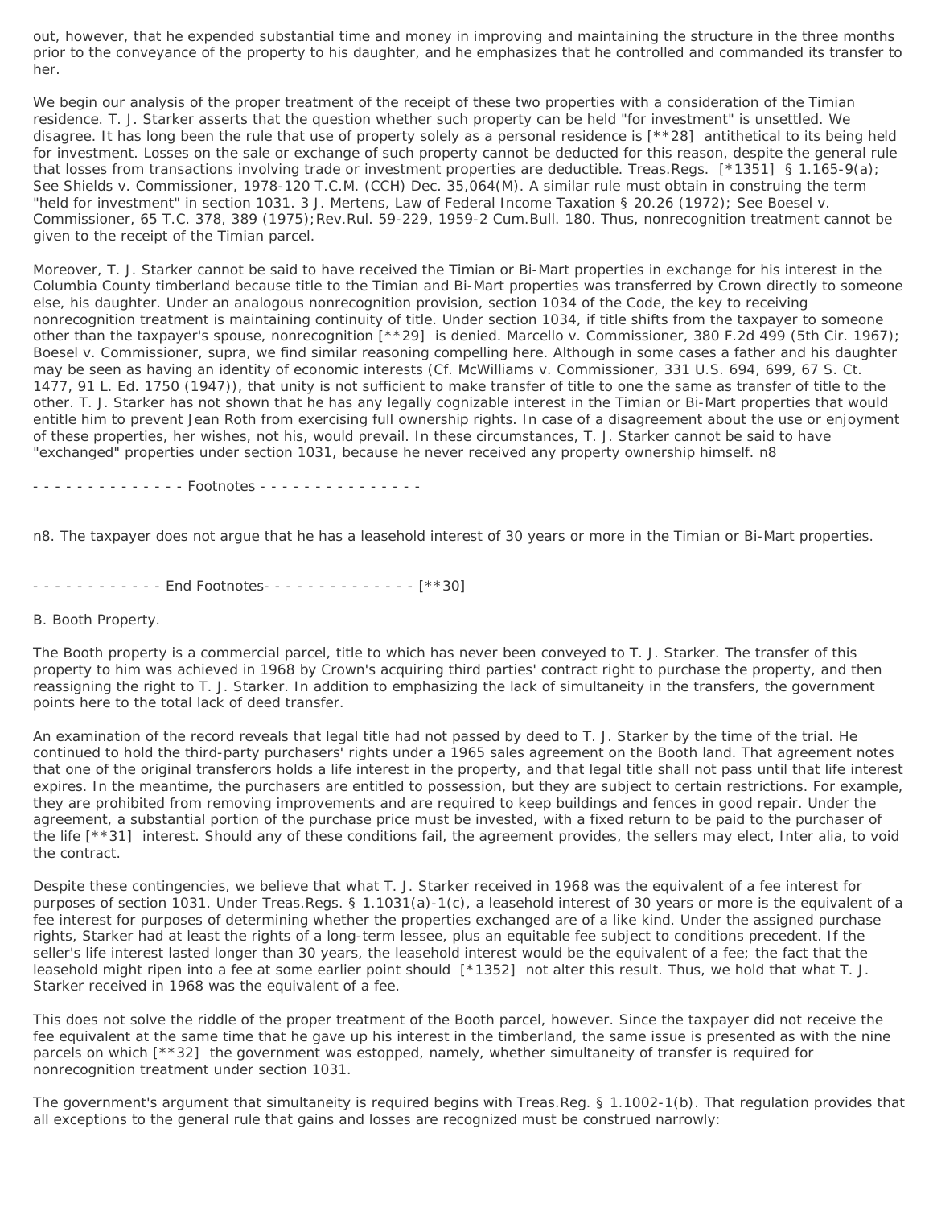out, however, that he expended substantial time and money in improving and maintaining the structure in the three months prior to the conveyance of the property to his daughter, and he emphasizes that he controlled and commanded its transfer to her.

We begin our analysis of the proper treatment of the receipt of these two properties with a consideration of the Timian residence. T. J. Starker asserts that the question whether such property can be held "for investment" is unsettled. We disagree. It has long been the rule that use of property solely as a personal residence is [**28] antithetical to its being held for investment. Losses on the sale or exchange of such property cannot be deducted for this reason, despite the general rule that losses from transactions involving trade or investment properties are deductible. Treas.Regs. [*1351] § 1.165-9(a); See Shields v. Commissioner, 1978-120 T.C.M. (CCH) Dec. 35,064(M). A similar rule must obtain in construing the term "held for investment" in section 1031. 3 J. Mertens, Law of Federal Income Taxation § 20.26 (1972); See Boesel v. Commissioner, 65 T.C. 378, 389 (1975);Rev.Rul. 59-229, 1959-2 Cum.Bull. 180. Thus, nonrecognition treatment cannot be given to the receipt of the Timian parcel.

Moreover, T. J. Starker cannot be said to have received the Timian or Bi-Mart properties in exchange for his interest in the Columbia County timberland because title to the Timian and Bi-Mart properties was transferred by Crown directly to someone else, his daughter. Under an analogous nonrecognition provision, section 1034 of the Code, the key to receiving nonrecognition treatment is maintaining continuity of title. Under section 1034, if title shifts from the taxpayer to someone other than the taxpayer's spouse, nonrecognition [**29] is denied. Marcello v. Commissioner, 380 F.2d 499 (5th Cir. 1967); Boesel v. Commissioner, supra, we find similar reasoning compelling here. Although in some cases a father and his daughter may be seen as having an identity of economic interests (Cf. McWilliams v. Commissioner, 331 U.S. 694, 699, 67 S. Ct. 1477, 91 L. Ed. 1750 (1947)), that unity is not sufficient to make transfer of title to one the same as transfer of title to the other. T. J. Starker has not shown that he has any legally cognizable interest in the Timian or Bi-Mart properties that would entitle him to prevent Jean Roth from exercising full ownership rights. In case of a disagreement about the use or enjoyment of these properties, her wishes, not his, would prevail. In these circumstances, T. J. Starker cannot be said to have "exchanged" properties under section 1031, because he never received any property ownership himself. n8

- - - - - - - - - - - - - - Footnotes - - - - - - - - - - - - - - -

n8. The taxpayer does not argue that he has a leasehold interest of 30 years or more in the Timian or Bi-Mart properties.

- - - - - - - - - - - - End Footnotes- - - - - - - - - - - - - - [**30]

B. Booth Property.

The Booth property is a commercial parcel, title to which has never been conveyed to T. J. Starker. The transfer of this property to him was achieved in 1968 by Crown's acquiring third parties' contract right to purchase the property, and then reassigning the right to T. J. Starker. In addition to emphasizing the lack of simultaneity in the transfers, the government points here to the total lack of deed transfer.

An examination of the record reveals that legal title had not passed by deed to T. J. Starker by the time of the trial. He continued to hold the third-party purchasers' rights under a 1965 sales agreement on the Booth land. That agreement notes that one of the original transferors holds a life interest in the property, and that legal title shall not pass until that life interest expires. In the meantime, the purchasers are entitled to possession, but they are subject to certain restrictions. For example, they are prohibited from removing improvements and are required to keep buildings and fences in good repair. Under the agreement, a substantial portion of the purchase price must be invested, with a fixed return to be paid to the purchaser of the life [**31] interest. Should any of these conditions fail, the agreement provides, the sellers may elect, Inter alia, to void the contract.

Despite these contingencies, we believe that what T. J. Starker received in 1968 was the equivalent of a fee interest for purposes of section 1031. Under Treas.Regs. § 1.1031(a)-1(c), a leasehold interest of 30 years or more is the equivalent of a fee interest for purposes of determining whether the properties exchanged are of a like kind. Under the assigned purchase rights, Starker had at least the rights of a long-term lessee, plus an equitable fee subject to conditions precedent. If the seller's life interest lasted longer than 30 years, the leasehold interest would be the equivalent of a fee; the fact that the leasehold might ripen into a fee at some earlier point should [*1352] not alter this result. Thus, we hold that what T. J. Starker received in 1968 was the equivalent of a fee.

This does not solve the riddle of the proper treatment of the Booth parcel, however. Since the taxpayer did not receive the fee equivalent at the same time that he gave up his interest in the timberland, the same issue is presented as with the nine parcels on which [**32] the government was estopped, namely, whether simultaneity of transfer is required for nonrecognition treatment under section 1031.

The government's argument that simultaneity is required begins with Treas.Reg. § 1.1002-1(b). That regulation provides that all exceptions to the general rule that gains and losses are recognized must be construed narrowly: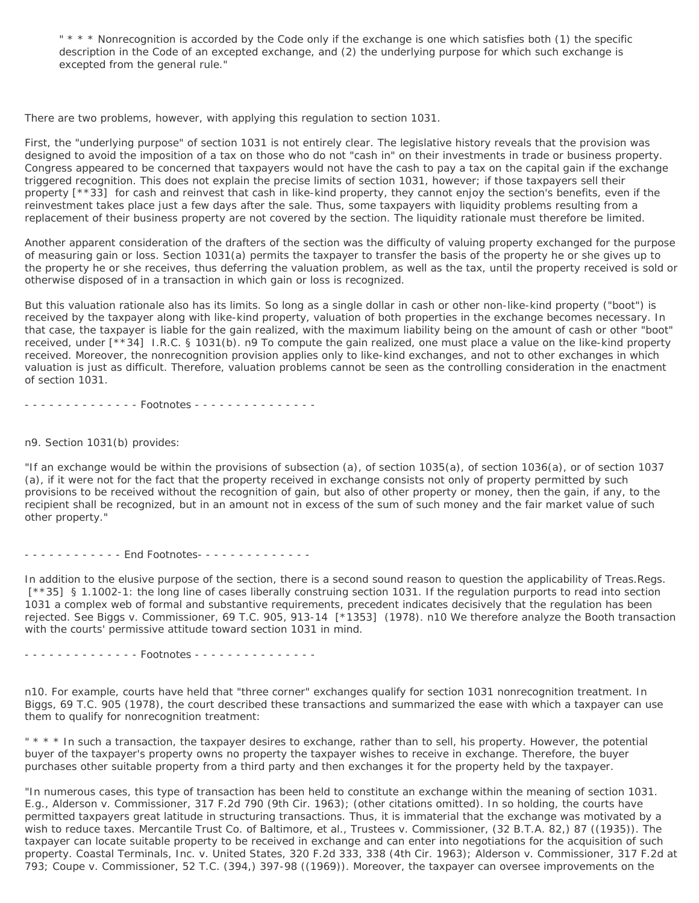> " * * * * Nonrecognition is accorded by the Code only if the exchange is one which satisfies both (1) the specific description in the Code of an excepted exchange, and (2) the underlying purpose for which such exchange is excepted from the general rule."

There are two problems, however, with applying this regulation to section 1031.

First, the "underlying purpose" of section 1031 is not entirely clear. The legislative history reveals that the provision was designed to avoid the imposition of a tax on those who do not "cash in" on their investments in trade or business property. Congress appeared to be concerned that taxpayers would not have the cash to pay a tax on the capital gain if the exchange triggered recognition. This does not explain the precise limits of section 1031, however; if those taxpayers sell their property [**33] for cash and reinvest that cash in like-kind property, they cannot enjoy the section's benefits, even if the reinvestment takes place just a few days after the sale. Thus, some taxpayers with liquidity problems resulting from a replacement of their business property are not covered by the section. The liquidity rationale must therefore be limited.

Another apparent consideration of the drafters of the section was the difficulty of valuing property exchanged for the purpose of measuring gain or loss. Section 1031(a) permits the taxpayer to transfer the basis of the property he or she gives up to the property he or she receives, thus deferring the valuation problem, as well as the tax, until the property received is sold or otherwise disposed of in a transaction in which gain or loss is recognized.

But this valuation rationale also has its limits. So long as a single dollar in cash or other non-like-kind property ("boot") is received by the taxpayer along with like-kind property, valuation of both properties in the exchange becomes necessary. In that case, the taxpayer is liable for the gain realized, with the maximum liability being on the amount of cash or other "boot" received, under [**34] I.R.C. § 1031(b). n9 To compute the gain realized, one must place a value on the like-kind property received. Moreover, the nonrecognition provision applies only to like-kind exchanges, and not to other exchanges in which valuation is just as difficult. Therefore, valuation problems cannot be seen as the controlling consideration in the enactment of section 1031.

- - - - - - - - - - - - - - Footnotes - - - - - - - - - - - - - - -

n9. Section 1031(b) provides:

"If an exchange would be within the provisions of subsection (a), of section 1035(a), of section 1036(a), or of section 1037 (a), if it were not for the fact that the property received in exchange consists not only of property permitted by such provisions to be received without the recognition of gain, but also of other property or money, then the gain, if any, to the recipient shall be recognized, but in an amount not in excess of the sum of such money and the fair market value of such other property."

- - - - - - - - - - - - End Footnotes- - - - - - - - - - - - - -

In addition to the elusive purpose of the section, there is a second sound reason to question the applicability of Treas.Regs. [**35] § 1.1002-1: the long line of cases liberally construing section 1031. If the regulation purports to read into section 1031 a complex web of formal and substantive requirements, precedent indicates decisively that the regulation has been rejected. See Biggs v. Commissioner, 69 T.C. 905, 913-14 [*1353] (1978). n10 We therefore analyze the Booth transaction with the courts' permissive attitude toward section 1031 in mind.

- - - - - - - - - - - - - - Footnotes - - - - - - - - - - - - - - -

n10. For example, courts have held that "three corner" exchanges qualify for section 1031 nonrecognition treatment. In Biggs, 69 T.C. 905 (1978), the court described these transactions and summarized the ease with which a taxpayer can use them to qualify for nonrecognition treatment:

" * * * In such a transaction, the taxpayer desires to exchange, rather than to sell, his property. However, the potential buyer of the taxpayer's property owns no property the taxpayer wishes to receive in exchange. Therefore, the buyer purchases other suitable property from a third party and then exchanges it for the property held by the taxpayer.

"In numerous cases, this type of transaction has been held to constitute an exchange within the meaning of section 1031. E.g., Alderson v. Commissioner, 317 F.2d 790 (9th Cir. 1963); (other citations omitted). In so holding, the courts have permitted taxpayers great latitude in structuring transactions. Thus, it is immaterial that the exchange was motivated by a wish to reduce taxes. Mercantile Trust Co. of Baltimore, et al., Trustees v. Commissioner, (32 B.T.A. 82,) 87 ((1935)). The taxpayer can locate suitable property to be received in exchange and can enter into negotiations for the acquisition of such property. Coastal Terminals, Inc. v. United States, 320 F.2d 333, 338 (4th Cir. 1963); Alderson v. Commissioner, 317 F.2d at 793; Coupe v. Commissioner, 52 T.C. (394,) 397-98 ((1969)). Moreover, the taxpayer can oversee improvements on the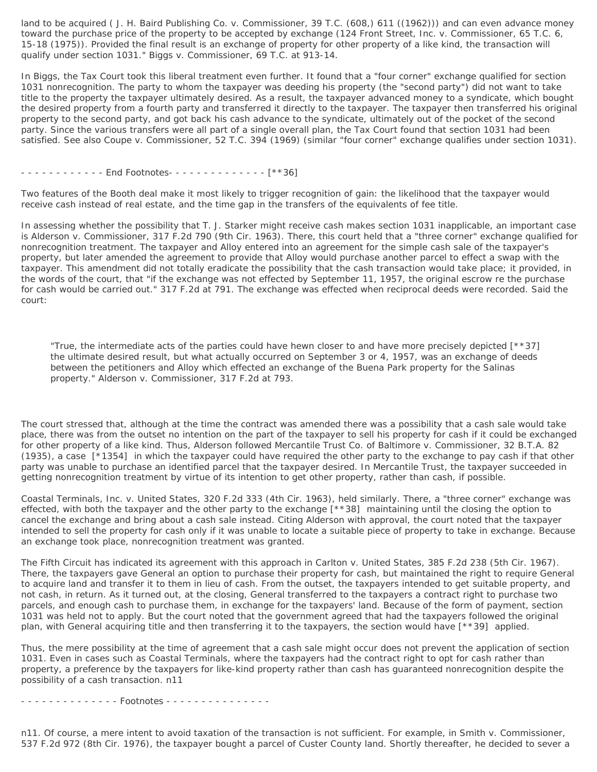land to be acquired ( J. H. Baird Publishing Co. v. Commissioner, 39 T.C. (608,) 611 ((1962))) and can even advance money toward the purchase price of the property to be accepted by exchange (124 Front Street, Inc. v. Commissioner, 65 T.C. 6, 15-18 (1975)). Provided the final result is an exchange of property for other property of a like kind, the transaction will qualify under section 1031." Biggs v. Commissioner, 69 T.C. at 913-14.

In Biggs, the Tax Court took this liberal treatment even further. It found that a "four corner" exchange qualified for section 1031 nonrecognition. The party to whom the taxpayer was deeding his property (the "second party") did not want to take title to the property the taxpayer ultimately desired. As a result, the taxpayer advanced money to a syndicate, which bought the desired property from a fourth party and transferred it directly to the taxpayer. The taxpayer then transferred his original property to the second party, and got back his cash advance to the syndicate, ultimately out of the pocket of the second party. Since the various transfers were all part of a single overall plan, the Tax Court found that section 1031 had been satisfied. See also Coupe v. Commissioner, 52 T.C. 394 (1969) (similar "four corner" exchange qualifies under section 1031).

- - - - - - - - - - - - End Footnotes- - - - - - - - - - - - - - [**36]

Two features of the Booth deal make it most likely to trigger recognition of gain: the likelihood that the taxpayer would receive cash instead of real estate, and the time gap in the transfers of the equivalents of fee title.

In assessing whether the possibility that T. J. Starker might receive cash makes section 1031 inapplicable, an important case is Alderson v. Commissioner, 317 F.2d 790 (9th Cir. 1963). There, this court held that a "three corner" exchange qualified for nonrecognition treatment. The taxpayer and Alloy entered into an agreement for the simple cash sale of the taxpayer's property, but later amended the agreement to provide that Alloy would purchase another parcel to effect a swap with the taxpayer. This amendment did not totally eradicate the possibility that the cash transaction would take place; it provided, in the words of the court, that "if the exchange was not effected by September 11, 1957, the original escrow re the purchase for cash would be carried out." 317 F.2d at 791. The exchange was effected when reciprocal deeds were recorded. Said the court:

> "True, the intermediate acts of the parties could have hewn closer to and have more precisely depicted [**37] the ultimate desired result, but what actually occurred on September 3 or 4, 1957, was an exchange of deeds between the petitioners and Alloy which effected an exchange of the Buena Park property for the Salinas property." Alderson v. Commissioner, 317 F.2d at 793.

The court stressed that, although at the time the contract was amended there was a possibility that a cash sale would take place, there was from the outset no intention on the part of the taxpayer to sell his property for cash if it could be exchanged for other property of a like kind. Thus, Alderson followed Mercantile Trust Co. of Baltimore v. Commissioner, 32 B.T.A. 82 (1935), a case [*1354] in which the taxpayer could have required the other party to the exchange to pay cash if that other party was unable to purchase an identified parcel that the taxpayer desired. In Mercantile Trust, the taxpayer succeeded in getting nonrecognition treatment by virtue of its intention to get other property, rather than cash, if possible.

Coastal Terminals, Inc. v. United States, 320 F.2d 333 (4th Cir. 1963), held similarly. There, a "three corner" exchange was effected, with both the taxpayer and the other party to the exchange [**38] maintaining until the closing the option to cancel the exchange and bring about a cash sale instead. Citing Alderson with approval, the court noted that the taxpayer intended to sell the property for cash only if it was unable to locate a suitable piece of property to take in exchange. Because an exchange took place, nonrecognition treatment was granted.

The Fifth Circuit has indicated its agreement with this approach in Carlton v. United States, 385 F.2d 238 (5th Cir. 1967). There, the taxpayers gave General an option to purchase their property for cash, but maintained the right to require General to acquire land and transfer it to them in lieu of cash. From the outset, the taxpayers intended to get suitable property, and not cash, in return. As it turned out, at the closing, General transferred to the taxpayers a contract right to purchase two parcels, and enough cash to purchase them, in exchange for the taxpayers' land. Because of the form of payment, section 1031 was held not to apply. But the court noted that the government agreed that had the taxpayers followed the original plan, with General acquiring title and then transferring it to the taxpayers, the section would have [**39] applied.

Thus, the mere possibility at the time of agreement that a cash sale might occur does not prevent the application of section 1031. Even in cases such as Coastal Terminals, where the taxpayers had the contract right to opt for cash rather than property, a preference by the taxpayers for like-kind property rather than cash has guaranteed nonrecognition despite the possibility of a cash transaction. n11

- - - - - - - - - - - - - - Footnotes - - - - - - - - - - - - - - -

n11. Of course, a mere intent to avoid taxation of the transaction is not sufficient. For example, in Smith v. Commissioner, 537 F.2d 972 (8th Cir. 1976), the taxpayer bought a parcel of Custer County land. Shortly thereafter, he decided to sever a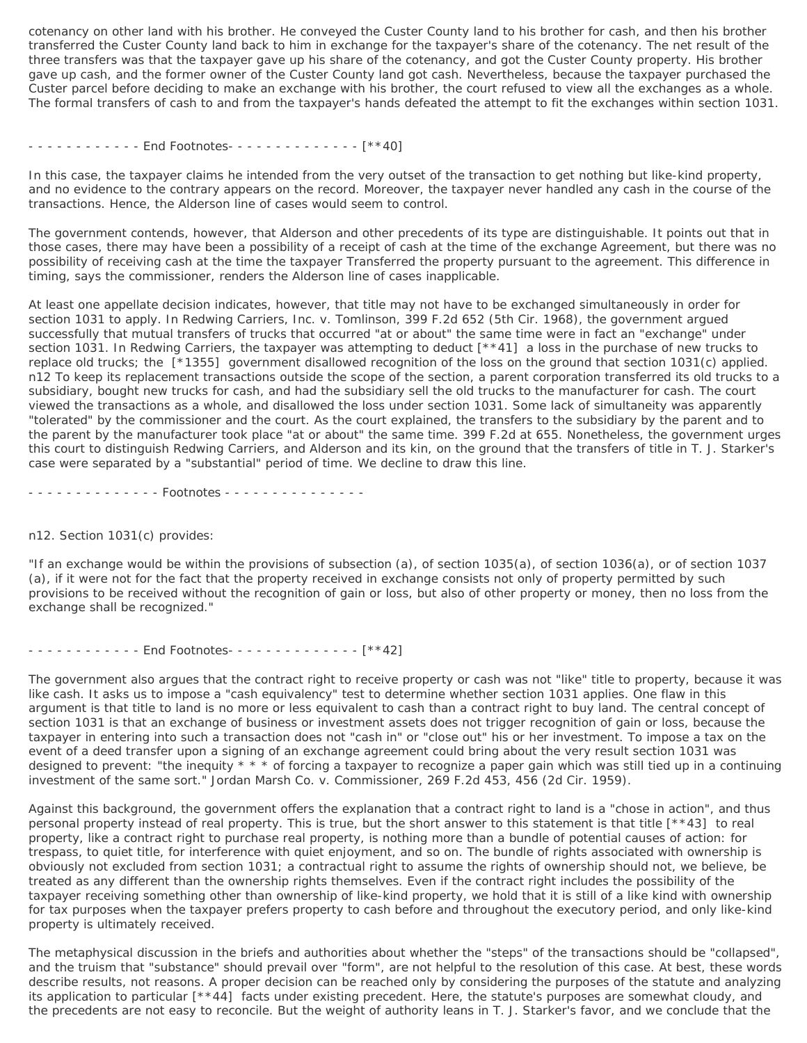cotenancy on other land with his brother. He conveyed the Custer County land to his brother for cash, and then his brother transferred the Custer County land back to him in exchange for the taxpayer's share of the cotenancy. The net result of the three transfers was that the taxpayer gave up his share of the cotenancy, and got the Custer County property. His brother gave up cash, and the former owner of the Custer County land got cash. Nevertheless, because the taxpayer purchased the Custer parcel before deciding to make an exchange with his brother, the court refused to view all the exchanges as a whole. The formal transfers of cash to and from the taxpayer's hands defeated the attempt to fit the exchanges within section 1031.

- - - - - - - - - - - - End Footnotes- - - - - - - - - - - - - - [**40]

In this case, the taxpayer claims he intended from the very outset of the transaction to get nothing but like-kind property, and no evidence to the contrary appears on the record. Moreover, the taxpayer never handled any cash in the course of the transactions. Hence, the Alderson line of cases would seem to control.

The government contends, however, that Alderson and other precedents of its type are distinguishable. It points out that in those cases, there may have been a possibility of a receipt of cash at the time of the exchange Agreement, but there was no possibility of receiving cash at the time the taxpayer Transferred the property pursuant to the agreement. This difference in timing, says the commissioner, renders the Alderson line of cases inapplicable.

At least one appellate decision indicates, however, that title may not have to be exchanged simultaneously in order for section 1031 to apply. In Redwing Carriers, Inc. v. Tomlinson, 399 F.2d 652 (5th Cir. 1968), the government argued successfully that mutual transfers of trucks that occurred "at or about" the same time were in fact an "exchange" under section 1031. In Redwing Carriers, the taxpayer was attempting to deduct [**41] a loss in the purchase of new trucks to replace old trucks; the [*1355] government disallowed recognition of the loss on the ground that section 1031(c) applied. n12 To keep its replacement transactions outside the scope of the section, a parent corporation transferred its old trucks to a subsidiary, bought new trucks for cash, and had the subsidiary sell the old trucks to the manufacturer for cash. The court viewed the transactions as a whole, and disallowed the loss under section 1031. Some lack of simultaneity was apparently "tolerated" by the commissioner and the court. As the court explained, the transfers to the subsidiary by the parent and to the parent by the manufacturer took place "at or about" the same time. 399 F.2d at 655. Nonetheless, the government urges this court to distinguish Redwing Carriers, and Alderson and its kin, on the ground that the transfers of title in T. J. Starker's case were separated by a "substantial" period of time. We decline to draw this line.

- - - - - - - - - - - - - - Footnotes - - - - - - - - - - - - - - -

n12. Section 1031(c) provides:

"If an exchange would be within the provisions of subsection (a), of section 1035(a), of section 1036(a), or of section 1037 (a), if it were not for the fact that the property received in exchange consists not only of property permitted by such provisions to be received without the recognition of gain or loss, but also of other property or money, then no loss from the exchange shall be recognized."

- - - - - - - - - - - - End Footnotes- - - - - - - - - - - - - - [**42]

The government also argues that the contract right to receive property or cash was not "like" title to property, because it was like cash. It asks us to impose a "cash equivalency" test to determine whether section 1031 applies. One flaw in this argument is that title to land is no more or less equivalent to cash than a contract right to buy land. The central concept of section 1031 is that an exchange of business or investment assets does not trigger recognition of gain or loss, because the taxpayer in entering into such a transaction does not "cash in" or "close out" his or her investment. To impose a tax on the event of a deed transfer upon a signing of an exchange agreement could bring about the very result section 1031 was designed to prevent: "the inequity * * * of forcing a taxpayer to recognize a paper gain which was still tied up in a continuing investment of the same sort." Jordan Marsh Co. v. Commissioner, 269 F.2d 453, 456 (2d Cir. 1959).

Against this background, the government offers the explanation that a contract right to land is a "chose in action", and thus personal property instead of real property. This is true, but the short answer to this statement is that title [**43] to real property, like a contract right to purchase real property, is nothing more than a bundle of potential causes of action: for trespass, to quiet title, for interference with quiet enjoyment, and so on. The bundle of rights associated with ownership is obviously not excluded from section 1031; a contractual right to assume the rights of ownership should not, we believe, be treated as any different than the ownership rights themselves. Even if the contract right includes the possibility of the taxpayer receiving something other than ownership of like-kind property, we hold that it is still of a like kind with ownership for tax purposes when the taxpayer prefers property to cash before and throughout the executory period, and only like-kind property is ultimately received.

The metaphysical discussion in the briefs and authorities about whether the "steps" of the transactions should be "collapsed", and the truism that "substance" should prevail over "form", are not helpful to the resolution of this case. At best, these words describe results, not reasons. A proper decision can be reached only by considering the purposes of the statute and analyzing its application to particular [**44] facts under existing precedent. Here, the statute's purposes are somewhat cloudy, and the precedents are not easy to reconcile. But the weight of authority leans in T. J. Starker's favor, and we conclude that the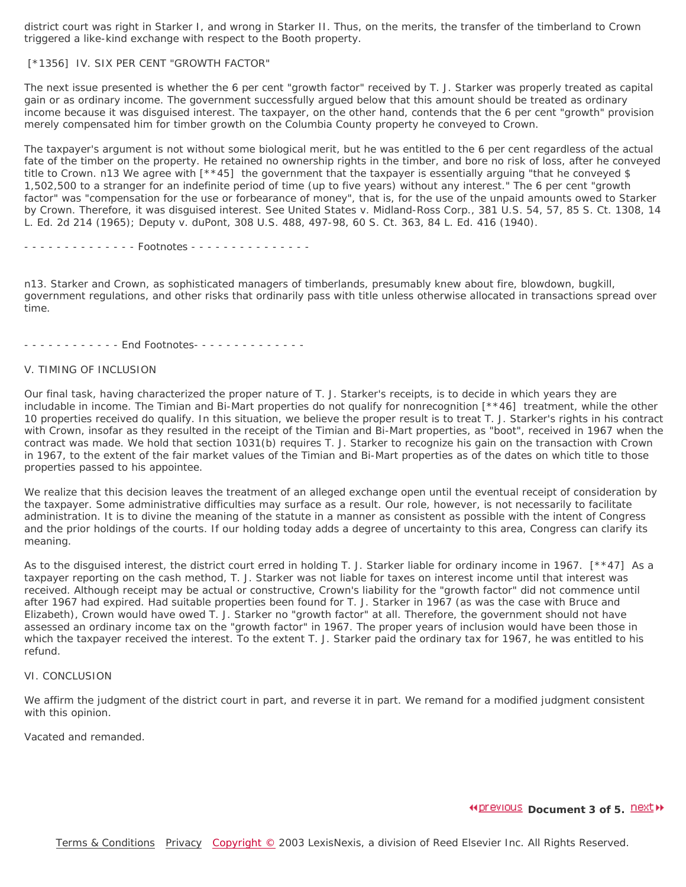district court was right in Starker I, and wrong in Starker II. Thus, on the merits, the transfer of the timberland to Crown triggered a like-kind exchange with respect to the Booth property.

[*1356] IV. SIX PER CENT "GROWTH FACTOR"

The next issue presented is whether the 6 per cent "growth factor" received by T. J. Starker was properly treated as capital gain or as ordinary income. The government successfully argued below that this amount should be treated as ordinary income because it was disguised interest. The taxpayer, on the other hand, contends that the 6 per cent "growth" provision merely compensated him for timber growth on the Columbia County property he conveyed to Crown.

The taxpayer's argument is not without some biological merit, but he was entitled to the 6 per cent regardless of the actual fate of the timber on the property. He retained no ownership rights in the timber, and bore no risk of loss, after he conveyed title to Crown. n13 We agree with [**45] the government that the taxpayer is essentially arguing "that he conveyed $ 1,502,500 to a stranger for an indefinite period of time (up to five years) without any interest." The 6 per cent "growth factor" was "compensation for the use or forbearance of money", that is, for the use of the unpaid amounts owed to Starker by Crown. Therefore, it was disguised interest. See United States v. Midland-Ross Corp., 381 U.S. 54, 57, 85 S. Ct. 1308, 14 L. Ed. 2d 214 (1965); Deputy v. duPont, 308 U.S. 488, 497-98, 60 S. Ct. 363, 84 L. Ed. 416 (1940).

- - - - - - - - - - - - - - Footnotes - - - - - - - - - - - - - - -

n13. Starker and Crown, as sophisticated managers of timberlands, presumably knew about fire, blowdown, bugkill, government regulations, and other risks that ordinarily pass with title unless otherwise allocated in transactions spread over time.

- - - - - - - - - - - - End Footnotes- - - - - - - - - - - - - -

V. TIMING OF INCLUSION

Our final task, having characterized the proper nature of T. J. Starker's receipts, is to decide in which years they are includable in income. The Timian and Bi-Mart properties do not qualify for nonrecognition [**46] treatment, while the other 10 properties received do qualify. In this situation, we believe the proper result is to treat T. J. Starker's rights in his contract with Crown, insofar as they resulted in the receipt of the Timian and Bi-Mart properties, as "boot", received in 1967 when the contract was made. We hold that section 1031(b) requires T. J. Starker to recognize his gain on the transaction with Crown in 1967, to the extent of the fair market values of the Timian and Bi-Mart properties as of the dates on which title to those properties passed to his appointee.

We realize that this decision leaves the treatment of an alleged exchange open until the eventual receipt of consideration by the taxpayer. Some administrative difficulties may surface as a result. Our role, however, is not necessarily to facilitate administration. It is to divine the meaning of the statute in a manner as consistent as possible with the intent of Congress and the prior holdings of the courts. If our holding today adds a degree of uncertainty to this area, Congress can clarify its meaning.

As to the disguised interest, the district court erred in holding T. J. Starker liable for ordinary income in 1967. [**47] As a taxpayer reporting on the cash method, T. J. Starker was not liable for taxes on interest income until that interest was received. Although receipt may be actual or constructive, Crown's liability for the "growth factor" did not commence until after 1967 had expired. Had suitable properties been found for T. J. Starker in 1967 (as was the case with Bruce and Elizabeth), Crown would have owed T. J. Starker no "growth factor" at all. Therefore, the government should not have assessed an ordinary income tax on the "growth factor" in 1967. The proper years of inclusion would have been those in which the taxpayer received the interest. To the extent T. J. Starker paid the ordinary tax for 1967, he was entitled to his refund.

VI. CONCLUSION

We affirm the judgment of the district court in part, and reverse it in part. We remand for a modified judgment consistent with this opinion.

Vacated and remanded.